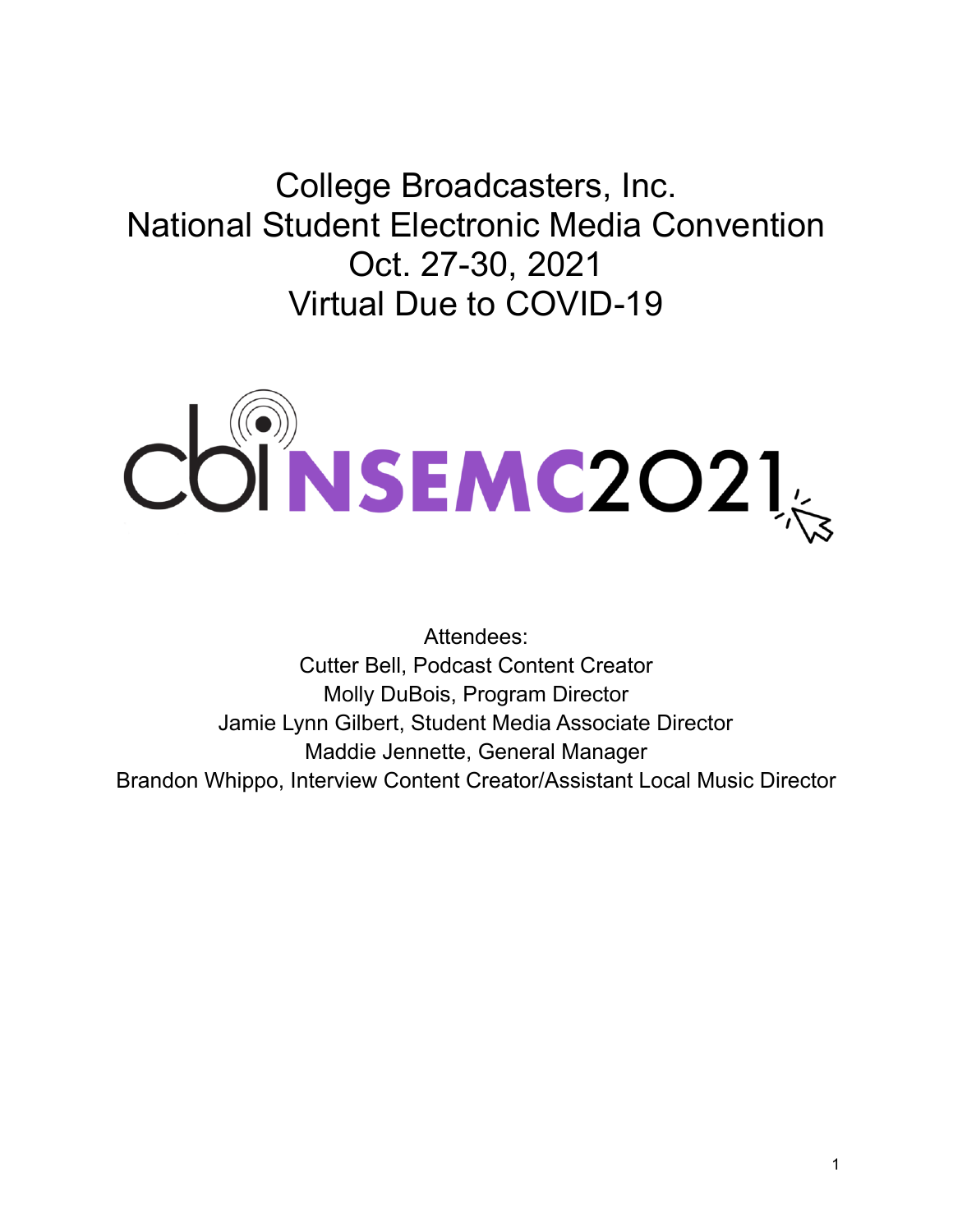# College Broadcasters, Inc.
# National Student Electronic Media Convention
# Oct. 27-30, 2021
# Virtual Due to COVID-19

cbi NSEMC2021

Attendees:
Cutter Bell, Podcast Content Creator
Molly DuBois, Program Director
Jamie Lynn Gilbert, Student Media Associate Director
Maddie Jennette, General Manager
Brandon Whippo, Interview Content Creator/Assistant Local Music Director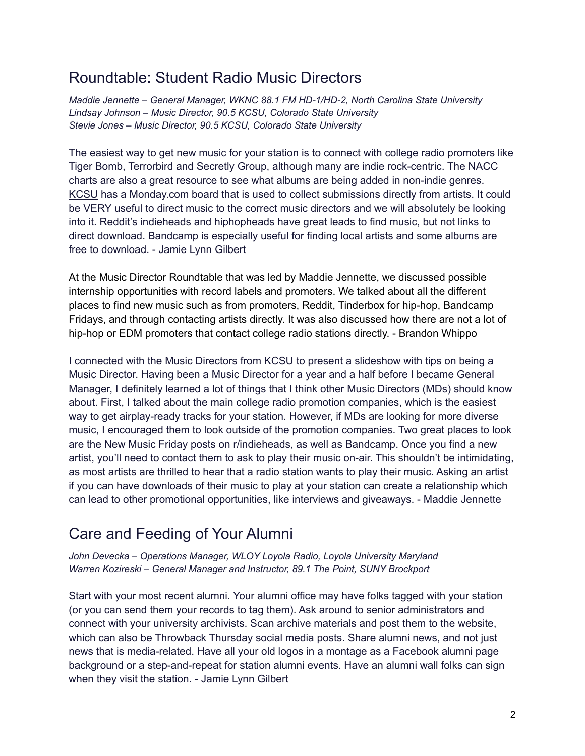## Roundtable: Student Radio Music Directors

*Maddie Jennette – General Manager, WKNC 88.1 FM HD-1/HD-2, North Carolina State University*
*Lindsay Johnson – Music Director, 90.5 KCSU, Colorado State University*
*Stevie Jones – Music Director, 90.5 KCSU, Colorado State University*

The easiest way to get new music for your station is to connect with college radio promoters like Tiger Bomb, Terrorbird and Secretly Group, although many are indie rock-centric. The NACC charts are also a great resource to see what albums are being added in non-indie genres. KCSU has a Monday.com board that is used to collect submissions directly from artists. It could be VERY useful to direct music to the correct music directors and we will absolutely be looking into it. Reddit's indieheads and hiphopheads have great leads to find music, but not links to direct download. Bandcamp is especially useful for finding local artists and some albums are free to download. - Jamie Lynn Gilbert

At the Music Director Roundtable that was led by Maddie Jennette, we discussed possible internship opportunities with record labels and promoters. We talked about all the different places to find new music such as from promoters, Reddit, Tinderbox for hip-hop, Bandcamp Fridays, and through contacting artists directly. It was also discussed how there are not a lot of hip-hop or EDM promoters that contact college radio stations directly. - Brandon Whippo

I connected with the Music Directors from KCSU to present a slideshow with tips on being a Music Director. Having been a Music Director for a year and a half before I became General Manager, I definitely learned a lot of things that I think other Music Directors (MDs) should know about. First, I talked about the main college radio promotion companies, which is the easiest way to get airplay-ready tracks for your station. However, if MDs are looking for more diverse music, I encouraged them to look outside of the promotion companies. Two great places to look are the New Music Friday posts on r/indieheads, as well as Bandcamp. Once you find a new artist, you'll need to contact them to ask to play their music on-air. This shouldn't be intimidating, as most artists are thrilled to hear that a radio station wants to play their music. Asking an artist if you can have downloads of their music to play at your station can create a relationship which can lead to other promotional opportunities, like interviews and giveaways. - Maddie Jennette

## Care and Feeding of Your Alumni

*John Devecka – Operations Manager, WLOY Loyola Radio, Loyola University Maryland*
*Warren Kozireski – General Manager and Instructor, 89.1 The Point, SUNY Brockport*

Start with your most recent alumni. Your alumni office may have folks tagged with your station (or you can send them your records to tag them). Ask around to senior administrators and connect with your university archivists. Scan archive materials and post them to the website, which can also be Throwback Thursday social media posts. Share alumni news, and not just news that is media-related. Have all your old logos in a montage as a Facebook alumni page background or a step-and-repeat for station alumni events. Have an alumni wall folks can sign when they visit the station. - Jamie Lynn Gilbert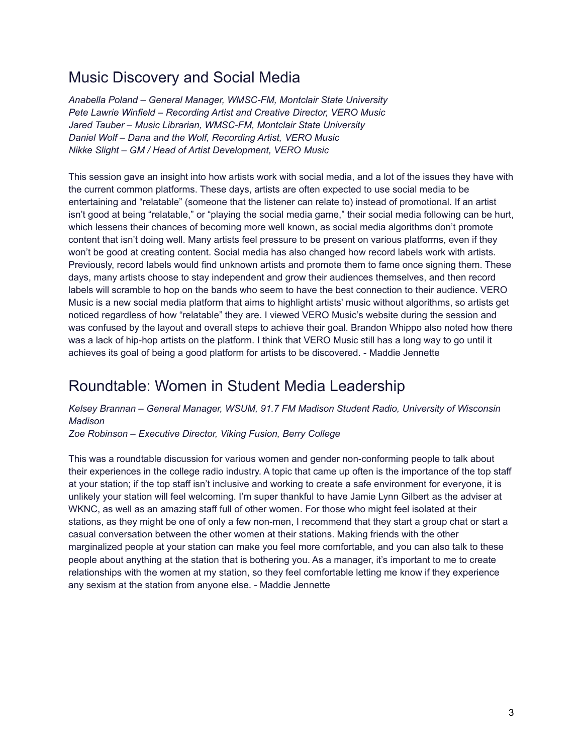## Music Discovery and Social Media

*Anabella Poland – General Manager, WMSC-FM, Montclair State University*
*Pete Lawrie Winfield – Recording Artist and Creative Director, VERO Music*
*Jared Tauber – Music Librarian, WMSC-FM, Montclair State University*
*Daniel Wolf – Dana and the Wolf, Recording Artist, VERO Music*
*Nikke Slight – GM / Head of Artist Development, VERO Music*

This session gave an insight into how artists work with social media, and a lot of the issues they have with the current common platforms. These days, artists are often expected to use social media to be entertaining and "relatable" (someone that the listener can relate to) instead of promotional. If an artist isn't good at being "relatable," or "playing the social media game," their social media following can be hurt, which lessens their chances of becoming more well known, as social media algorithms don't promote content that isn't doing well. Many artists feel pressure to be present on various platforms, even if they won't be good at creating content. Social media has also changed how record labels work with artists. Previously, record labels would find unknown artists and promote them to fame once signing them. These days, many artists choose to stay independent and grow their audiences themselves, and then record labels will scramble to hop on the bands who seem to have the best connection to their audience. VERO Music is a new social media platform that aims to highlight artists' music without algorithms, so artists get noticed regardless of how "relatable" they are. I viewed VERO Music's website during the session and was confused by the layout and overall steps to achieve their goal. Brandon Whippo also noted how there was a lack of hip-hop artists on the platform. I think that VERO Music still has a long way to go until it achieves its goal of being a good platform for artists to be discovered. - Maddie Jennette

## Roundtable: Women in Student Media Leadership

*Kelsey Brannan – General Manager, WSUM, 91.7 FM Madison Student Radio, University of Wisconsin Madison*
*Zoe Robinson – Executive Director, Viking Fusion, Berry College*

This was a roundtable discussion for various women and gender non-conforming people to talk about their experiences in the college radio industry. A topic that came up often is the importance of the top staff at your station; if the top staff isn't inclusive and working to create a safe environment for everyone, it is unlikely your station will feel welcoming. I'm super thankful to have Jamie Lynn Gilbert as the adviser at WKNC, as well as an amazing staff full of other women. For those who might feel isolated at their stations, as they might be one of only a few non-men, I recommend that they start a group chat or start a casual conversation between the other women at their stations. Making friends with the other marginalized people at your station can make you feel more comfortable, and you can also talk to these people about anything at the station that is bothering you. As a manager, it's important to me to create relationships with the women at my station, so they feel comfortable letting me know if they experience any sexism at the station from anyone else. - Maddie Jennette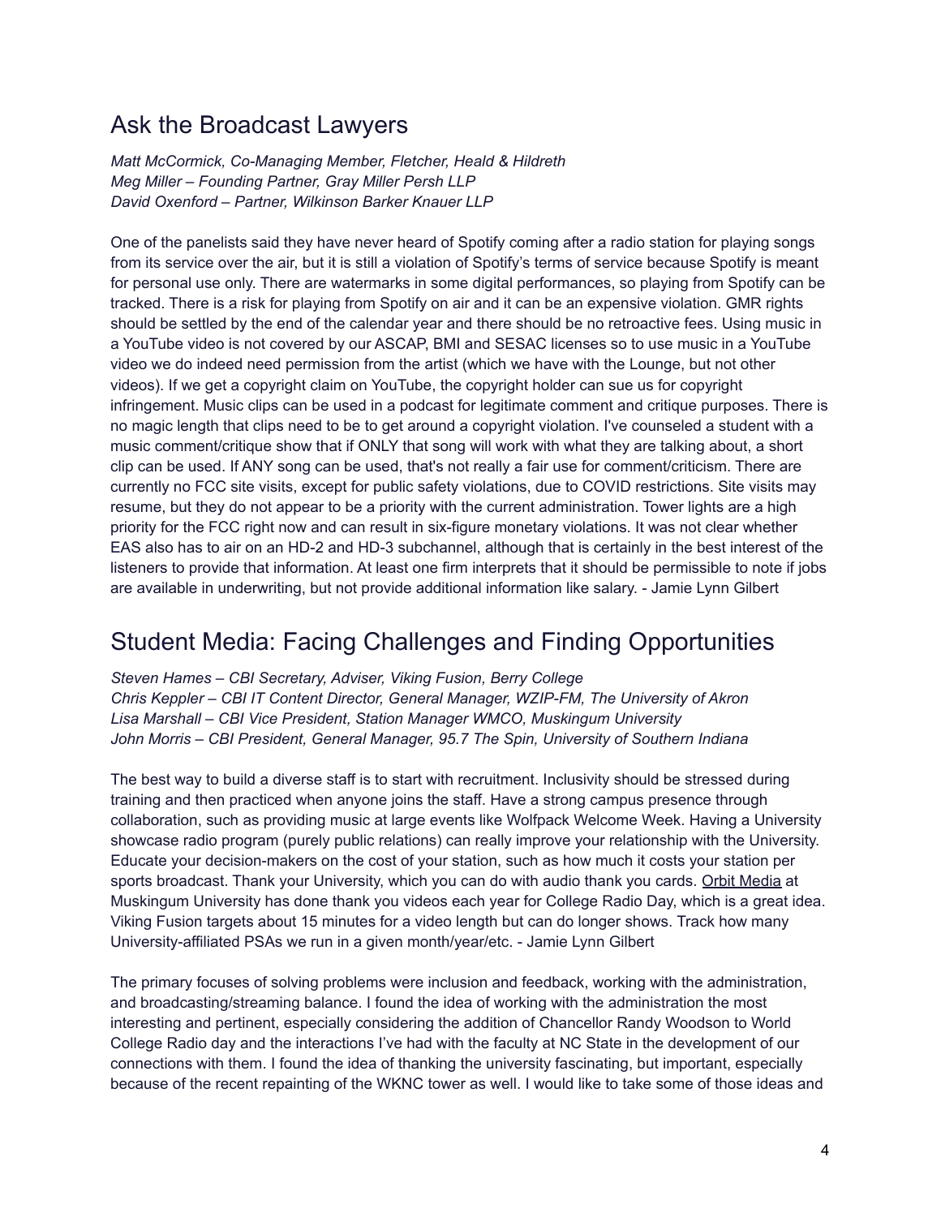## Ask the Broadcast Lawyers

*Matt McCormick, Co-Managing Member, Fletcher, Heald & Hildreth*
*Meg Miller – Founding Partner, Gray Miller Persh LLP*
*David Oxenford – Partner, Wilkinson Barker Knauer LLP*

One of the panelists said they have never heard of Spotify coming after a radio station for playing songs from its service over the air, but it is still a violation of Spotify's terms of service because Spotify is meant for personal use only. There are watermarks in some digital performances, so playing from Spotify can be tracked. There is a risk for playing from Spotify on air and it can be an expensive violation. GMR rights should be settled by the end of the calendar year and there should be no retroactive fees. Using music in a YouTube video is not covered by our ASCAP, BMI and SESAC licenses so to use music in a YouTube video we do indeed need permission from the artist (which we have with the Lounge, but not other videos). If we get a copyright claim on YouTube, the copyright holder can sue us for copyright infringement. Music clips can be used in a podcast for legitimate comment and critique purposes. There is no magic length that clips need to be to get around a copyright violation. I've counseled a student with a music comment/critique show that if ONLY that song will work with what they are talking about, a short clip can be used. If ANY song can be used, that's not really a fair use for comment/criticism. There are currently no FCC site visits, except for public safety violations, due to COVID restrictions. Site visits may resume, but they do not appear to be a priority with the current administration. Tower lights are a high priority for the FCC right now and can result in six-figure monetary violations. It was not clear whether EAS also has to air on an HD-2 and HD-3 subchannel, although that is certainly in the best interest of the listeners to provide that information. At least one firm interprets that it should be permissible to note if jobs are available in underwriting, but not provide additional information like salary. - Jamie Lynn Gilbert

## Student Media: Facing Challenges and Finding Opportunities

*Steven Hames – CBI Secretary, Adviser, Viking Fusion, Berry College*
*Chris Keppler – CBI IT Content Director, General Manager, WZIP-FM, The University of Akron*
*Lisa Marshall – CBI Vice President, Station Manager WMCO, Muskingum University*
*John Morris – CBI President, General Manager, 95.7 The Spin, University of Southern Indiana*

The best way to build a diverse staff is to start with recruitment. Inclusivity should be stressed during training and then practiced when anyone joins the staff. Have a strong campus presence through collaboration, such as providing music at large events like Wolfpack Welcome Week. Having a University showcase radio program (purely public relations) can really improve your relationship with the University. Educate your decision-makers on the cost of your station, such as how much it costs your station per sports broadcast. Thank your University, which you can do with audio thank you cards. Orbit Media at Muskingum University has done thank you videos each year for College Radio Day, which is a great idea. Viking Fusion targets about 15 minutes for a video length but can do longer shows. Track how many University-affiliated PSAs we run in a given month/year/etc. - Jamie Lynn Gilbert

The primary focuses of solving problems were inclusion and feedback, working with the administration, and broadcasting/streaming balance. I found the idea of working with the administration the most interesting and pertinent, especially considering the addition of Chancellor Randy Woodson to World College Radio day and the interactions I've had with the faculty at NC State in the development of our connections with them. I found the idea of thanking the university fascinating, but important, especially because of the recent repainting of the WKNC tower as well. I would like to take some of those ideas and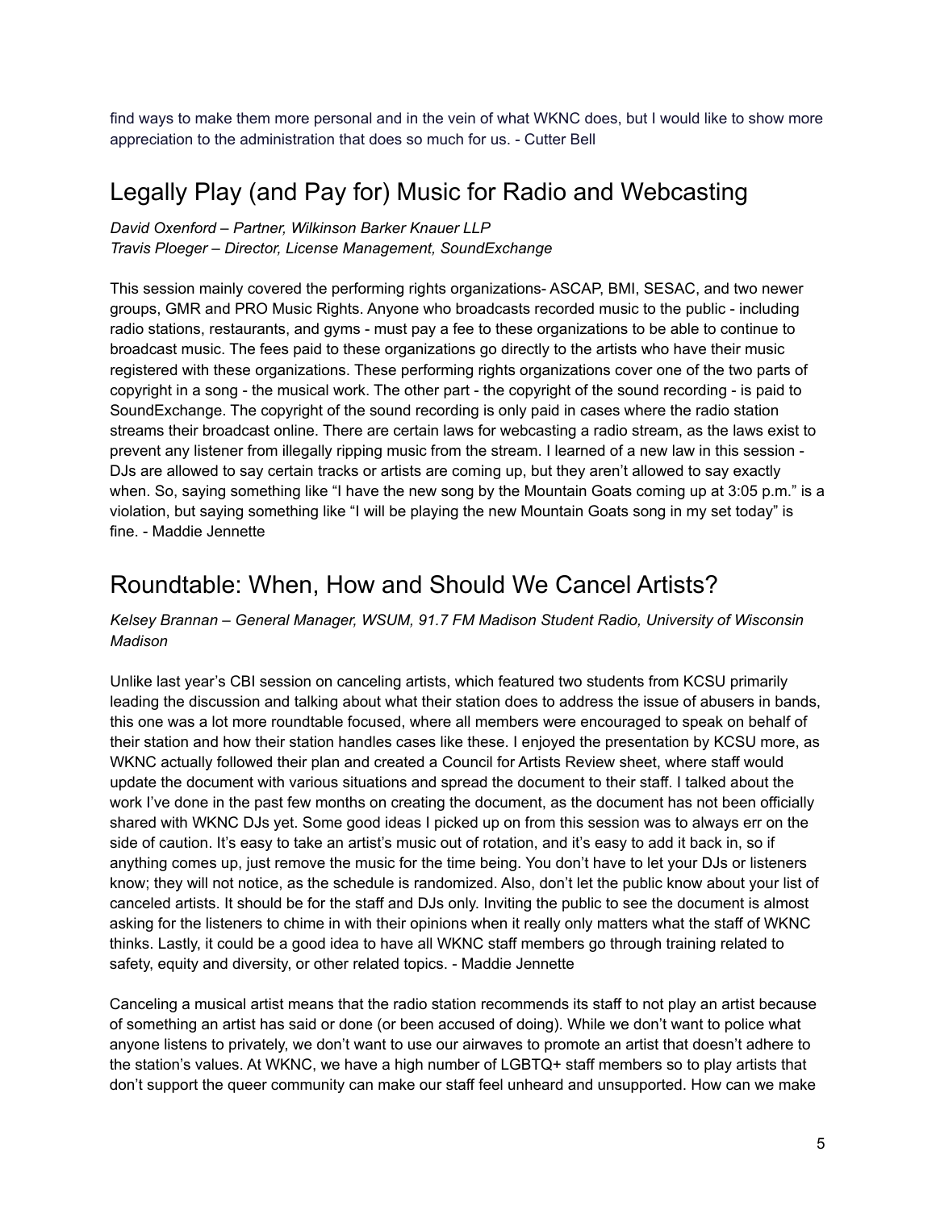find ways to make them more personal and in the vein of what WKNC does, but I would like to show more appreciation to the administration that does so much for us. - Cutter Bell

## Legally Play (and Pay for) Music for Radio and Webcasting

*David Oxenford – Partner, Wilkinson Barker Knauer LLP*
*Travis Ploeger – Director, License Management, SoundExchange*

This session mainly covered the performing rights organizations- ASCAP, BMI, SESAC, and two newer groups, GMR and PRO Music Rights. Anyone who broadcasts recorded music to the public - including radio stations, restaurants, and gyms - must pay a fee to these organizations to be able to continue to broadcast music. The fees paid to these organizations go directly to the artists who have their music registered with these organizations. These performing rights organizations cover one of the two parts of copyright in a song - the musical work. The other part - the copyright of the sound recording - is paid to SoundExchange. The copyright of the sound recording is only paid in cases where the radio station streams their broadcast online. There are certain laws for webcasting a radio stream, as the laws exist to prevent any listener from illegally ripping music from the stream. I learned of a new law in this session - DJs are allowed to say certain tracks or artists are coming up, but they aren't allowed to say exactly when. So, saying something like "I have the new song by the Mountain Goats coming up at 3:05 p.m." is a violation, but saying something like "I will be playing the new Mountain Goats song in my set today" is fine. - Maddie Jennette

## Roundtable: When, How and Should We Cancel Artists?

*Kelsey Brannan – General Manager, WSUM, 91.7 FM Madison Student Radio, University of Wisconsin Madison*

Unlike last year's CBI session on canceling artists, which featured two students from KCSU primarily leading the discussion and talking about what their station does to address the issue of abusers in bands, this one was a lot more roundtable focused, where all members were encouraged to speak on behalf of their station and how their station handles cases like these. I enjoyed the presentation by KCSU more, as WKNC actually followed their plan and created a Council for Artists Review sheet, where staff would update the document with various situations and spread the document to their staff. I talked about the work I've done in the past few months on creating the document, as the document has not been officially shared with WKNC DJs yet. Some good ideas I picked up on from this session was to always err on the side of caution. It's easy to take an artist's music out of rotation, and it's easy to add it back in, so if anything comes up, just remove the music for the time being. You don't have to let your DJs or listeners know; they will not notice, as the schedule is randomized. Also, don't let the public know about your list of canceled artists. It should be for the staff and DJs only. Inviting the public to see the document is almost asking for the listeners to chime in with their opinions when it really only matters what the staff of WKNC thinks. Lastly, it could be a good idea to have all WKNC staff members go through training related to safety, equity and diversity, or other related topics. - Maddie Jennette

Canceling a musical artist means that the radio station recommends its staff to not play an artist because of something an artist has said or done (or been accused of doing). While we don't want to police what anyone listens to privately, we don't want to use our airwaves to promote an artist that doesn't adhere to the station's values. At WKNC, we have a high number of LGBTQ+ staff members so to play artists that don't support the queer community can make our staff feel unheard and unsupported. How can we make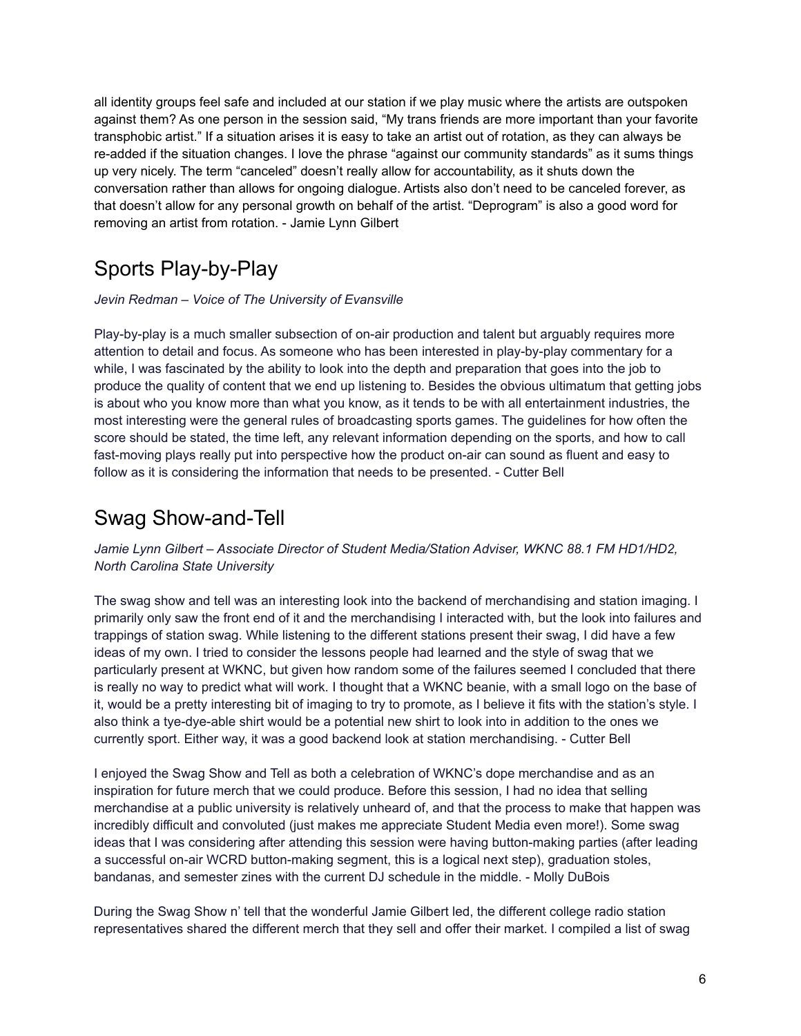all identity groups feel safe and included at our station if we play music where the artists are outspoken against them? As one person in the session said, “My trans friends are more important than your favorite transphobic artist.” If a situation arises it is easy to take an artist out of rotation, as they can always be re-added if the situation changes. I love the phrase “against our community standards” as it sums things up very nicely. The term “canceled” doesn’t really allow for accountability, as it shuts down the conversation rather than allows for ongoing dialogue. Artists also don’t need to be canceled forever, as that doesn’t allow for any personal growth on behalf of the artist. “Deprogram” is also a good word for removing an artist from rotation. - Jamie Lynn Gilbert

## Sports Play-by-Play

*Jevin Redman – Voice of The University of Evansville*

Play-by-play is a much smaller subsection of on-air production and talent but arguably requires more attention to detail and focus. As someone who has been interested in play-by-play commentary for a while, I was fascinated by the ability to look into the depth and preparation that goes into the job to produce the quality of content that we end up listening to. Besides the obvious ultimatum that getting jobs is about who you know more than what you know, as it tends to be with all entertainment industries, the most interesting were the general rules of broadcasting sports games. The guidelines for how often the score should be stated, the time left, any relevant information depending on the sports, and how to call fast-moving plays really put into perspective how the product on-air can sound as fluent and easy to follow as it is considering the information that needs to be presented. - Cutter Bell

## Swag Show-and-Tell

*Jamie Lynn Gilbert – Associate Director of Student Media/Station Adviser, WKNC 88.1 FM HD1/HD2, North Carolina State University*

The swag show and tell was an interesting look into the backend of merchandising and station imaging. I primarily only saw the front end of it and the merchandising I interacted with, but the look into failures and trappings of station swag. While listening to the different stations present their swag, I did have a few ideas of my own. I tried to consider the lessons people had learned and the style of swag that we particularly present at WKNC, but given how random some of the failures seemed I concluded that there is really no way to predict what will work. I thought that a WKNC beanie, with a small logo on the base of it, would be a pretty interesting bit of imaging to try to promote, as I believe it fits with the station’s style. I also think a tye-dye-able shirt would be a potential new shirt to look into in addition to the ones we currently sport. Either way, it was a good backend look at station merchandising. - Cutter Bell

I enjoyed the Swag Show and Tell as both a celebration of WKNC’s dope merchandise and as an inspiration for future merch that we could produce. Before this session, I had no idea that selling merchandise at a public university is relatively unheard of, and that the process to make that happen was incredibly difficult and convoluted (just makes me appreciate Student Media even more!). Some swag ideas that I was considering after attending this session were having button-making parties (after leading a successful on-air WCRD button-making segment, this is a logical next step), graduation stoles, bandanas, and semester zines with the current DJ schedule in the middle. - Molly DuBois

During the Swag Show n’ tell that the wonderful Jamie Gilbert led, the different college radio station representatives shared the different merch that they sell and offer their market. I compiled a list of swag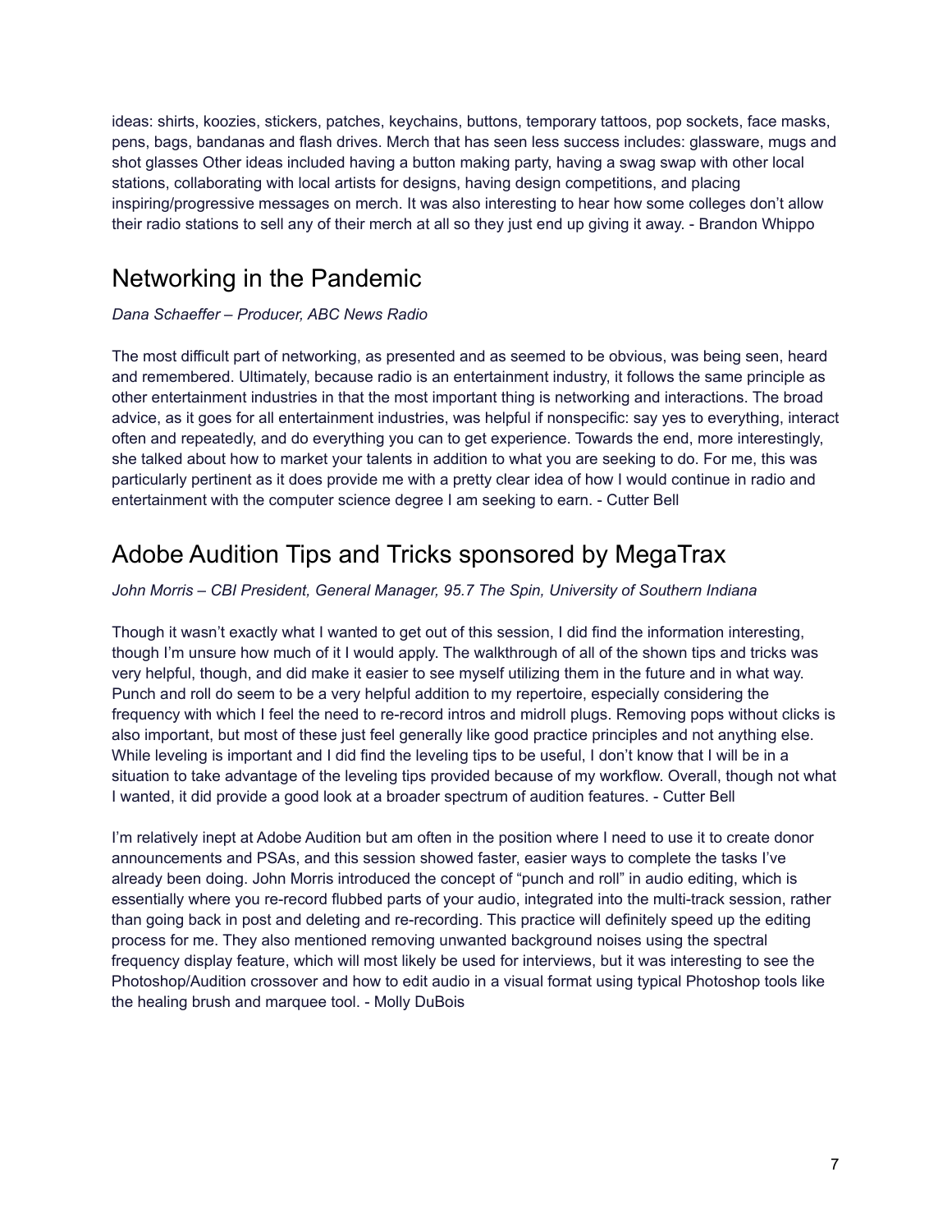ideas: shirts, koozies, stickers, patches, keychains, buttons, temporary tattoos, pop sockets, face masks, pens, bags, bandanas and flash drives. Merch that has seen less success includes: glassware, mugs and shot glasses Other ideas included having a button making party, having a swag swap with other local stations, collaborating with local artists for designs, having design competitions, and placing inspiring/progressive messages on merch. It was also interesting to hear how some colleges don't allow their radio stations to sell any of their merch at all so they just end up giving it away. - Brandon Whippo

## Networking in the Pandemic

*Dana Schaeffer – Producer, ABC News Radio*

The most difficult part of networking, as presented and as seemed to be obvious, was being seen, heard and remembered. Ultimately, because radio is an entertainment industry, it follows the same principle as other entertainment industries in that the most important thing is networking and interactions. The broad advice, as it goes for all entertainment industries, was helpful if nonspecific: say yes to everything, interact often and repeatedly, and do everything you can to get experience. Towards the end, more interestingly, she talked about how to market your talents in addition to what you are seeking to do. For me, this was particularly pertinent as it does provide me with a pretty clear idea of how I would continue in radio and entertainment with the computer science degree I am seeking to earn. - Cutter Bell

## Adobe Audition Tips and Tricks sponsored by MegaTrax

*John Morris – CBI President, General Manager, 95.7 The Spin, University of Southern Indiana*

Though it wasn't exactly what I wanted to get out of this session, I did find the information interesting, though I'm unsure how much of it I would apply. The walkthrough of all of the shown tips and tricks was very helpful, though, and did make it easier to see myself utilizing them in the future and in what way. Punch and roll do seem to be a very helpful addition to my repertoire, especially considering the frequency with which I feel the need to re-record intros and midroll plugs. Removing pops without clicks is also important, but most of these just feel generally like good practice principles and not anything else. While leveling is important and I did find the leveling tips to be useful, I don't know that I will be in a situation to take advantage of the leveling tips provided because of my workflow. Overall, though not what I wanted, it did provide a good look at a broader spectrum of audition features. - Cutter Bell

I'm relatively inept at Adobe Audition but am often in the position where I need to use it to create donor announcements and PSAs, and this session showed faster, easier ways to complete the tasks I've already been doing. John Morris introduced the concept of "punch and roll" in audio editing, which is essentially where you re-record flubbed parts of your audio, integrated into the multi-track session, rather than going back in post and deleting and re-recording. This practice will definitely speed up the editing process for me. They also mentioned removing unwanted background noises using the spectral frequency display feature, which will most likely be used for interviews, but it was interesting to see the Photoshop/Audition crossover and how to edit audio in a visual format using typical Photoshop tools like the healing brush and marquee tool. - Molly DuBois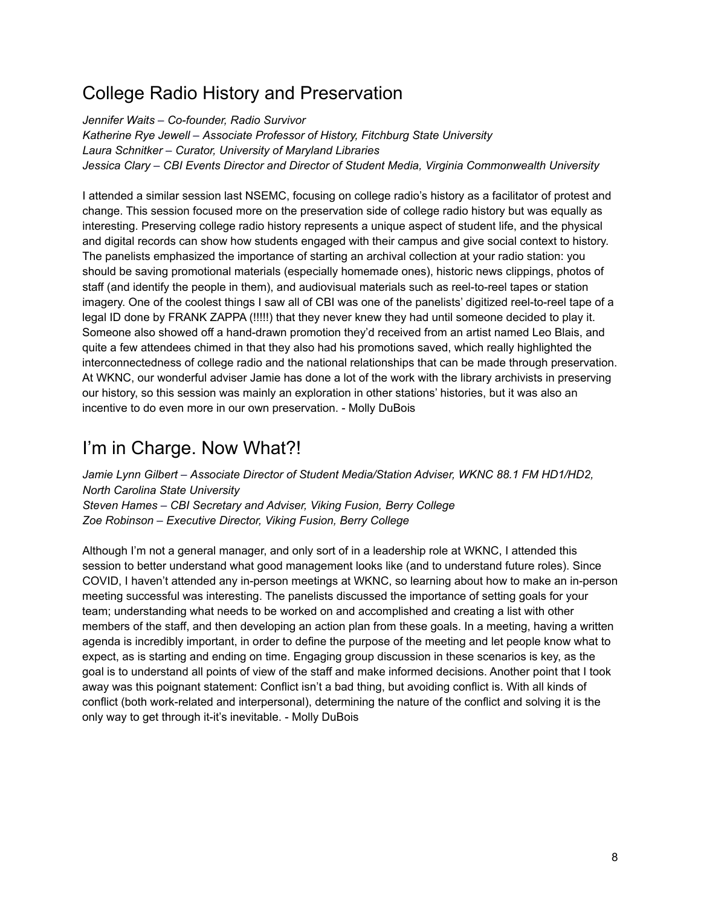## College Radio History and Preservation

*Jennifer Waits – Co-founder, Radio Survivor*
*Katherine Rye Jewell – Associate Professor of History, Fitchburg State University*
*Laura Schnitker – Curator, University of Maryland Libraries*
*Jessica Clary – CBI Events Director and Director of Student Media, Virginia Commonwealth University*

I attended a similar session last NSEMC, focusing on college radio's history as a facilitator of protest and change. This session focused more on the preservation side of college radio history but was equally as interesting. Preserving college radio history represents a unique aspect of student life, and the physical and digital records can show how students engaged with their campus and give social context to history. The panelists emphasized the importance of starting an archival collection at your radio station: you should be saving promotional materials (especially homemade ones), historic news clippings, photos of staff (and identify the people in them), and audiovisual materials such as reel-to-reel tapes or station imagery. One of the coolest things I saw all of CBI was one of the panelists' digitized reel-to-reel tape of a legal ID done by FRANK ZAPPA (!!!!!) that they never knew they had until someone decided to play it. Someone also showed off a hand-drawn promotion they'd received from an artist named Leo Blais, and quite a few attendees chimed in that they also had his promotions saved, which really highlighted the interconnectedness of college radio and the national relationships that can be made through preservation. At WKNC, our wonderful adviser Jamie has done a lot of the work with the library archivists in preserving our history, so this session was mainly an exploration in other stations' histories, but it was also an incentive to do even more in our own preservation. - Molly DuBois

## I'm in Charge. Now What?!

*Jamie Lynn Gilbert – Associate Director of Student Media/Station Adviser, WKNC 88.1 FM HD1/HD2, North Carolina State University*
*Steven Hames – CBI Secretary and Adviser, Viking Fusion, Berry College*
*Zoe Robinson – Executive Director, Viking Fusion, Berry College*

Although I'm not a general manager, and only sort of in a leadership role at WKNC, I attended this session to better understand what good management looks like (and to understand future roles). Since COVID, I haven't attended any in-person meetings at WKNC, so learning about how to make an in-person meeting successful was interesting. The panelists discussed the importance of setting goals for your team; understanding what needs to be worked on and accomplished and creating a list with other members of the staff, and then developing an action plan from these goals. In a meeting, having a written agenda is incredibly important, in order to define the purpose of the meeting and let people know what to expect, as is starting and ending on time. Engaging group discussion in these scenarios is key, as the goal is to understand all points of view of the staff and make informed decisions. Another point that I took away was this poignant statement: Conflict isn't a bad thing, but avoiding conflict is. With all kinds of conflict (both work-related and interpersonal), determining the nature of the conflict and solving it is the only way to get through it-it's inevitable. - Molly DuBois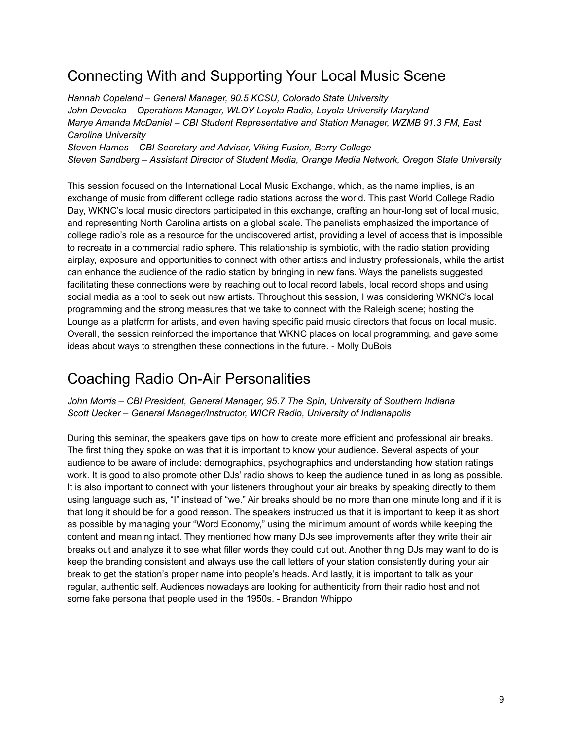## Connecting With and Supporting Your Local Music Scene

*Hannah Copeland – General Manager, 90.5 KCSU, Colorado State University*
*John Devecka – Operations Manager, WLOY Loyola Radio, Loyola University Maryland*
*Marye Amanda McDaniel – CBI Student Representative and Station Manager, WZMB 91.3 FM, East Carolina University*
*Steven Hames – CBI Secretary and Adviser, Viking Fusion, Berry College*
*Steven Sandberg – Assistant Director of Student Media, Orange Media Network, Oregon State University*

This session focused on the International Local Music Exchange, which, as the name implies, is an exchange of music from different college radio stations across the world. This past World College Radio Day, WKNC's local music directors participated in this exchange, crafting an hour-long set of local music, and representing North Carolina artists on a global scale. The panelists emphasized the importance of college radio's role as a resource for the undiscovered artist, providing a level of access that is impossible to recreate in a commercial radio sphere. This relationship is symbiotic, with the radio station providing airplay, exposure and opportunities to connect with other artists and industry professionals, while the artist can enhance the audience of the radio station by bringing in new fans. Ways the panelists suggested facilitating these connections were by reaching out to local record labels, local record shops and using social media as a tool to seek out new artists. Throughout this session, I was considering WKNC's local programming and the strong measures that we take to connect with the Raleigh scene; hosting the Lounge as a platform for artists, and even having specific paid music directors that focus on local music. Overall, the session reinforced the importance that WKNC places on local programming, and gave some ideas about ways to strengthen these connections in the future. - Molly DuBois

## Coaching Radio On-Air Personalities

*John Morris – CBI President, General Manager, 95.7 The Spin, University of Southern Indiana*
*Scott Uecker – General Manager/Instructor, WICR Radio, University of Indianapolis*

During this seminar, the speakers gave tips on how to create more efficient and professional air breaks. The first thing they spoke on was that it is important to know your audience. Several aspects of your audience to be aware of include: demographics, psychographics and understanding how station ratings work. It is good to also promote other DJs' radio shows to keep the audience tuned in as long as possible. It is also important to connect with your listeners throughout your air breaks by speaking directly to them using language such as, "I" instead of "we." Air breaks should be no more than one minute long and if it is that long it should be for a good reason. The speakers instructed us that it is important to keep it as short as possible by managing your "Word Economy," using the minimum amount of words while keeping the content and meaning intact. They mentioned how many DJs see improvements after they write their air breaks out and analyze it to see what filler words they could cut out. Another thing DJs may want to do is keep the branding consistent and always use the call letters of your station consistently during your air break to get the station's proper name into people's heads. And lastly, it is important to talk as your regular, authentic self. Audiences nowadays are looking for authenticity from their radio host and not some fake persona that people used in the 1950s. - Brandon Whippo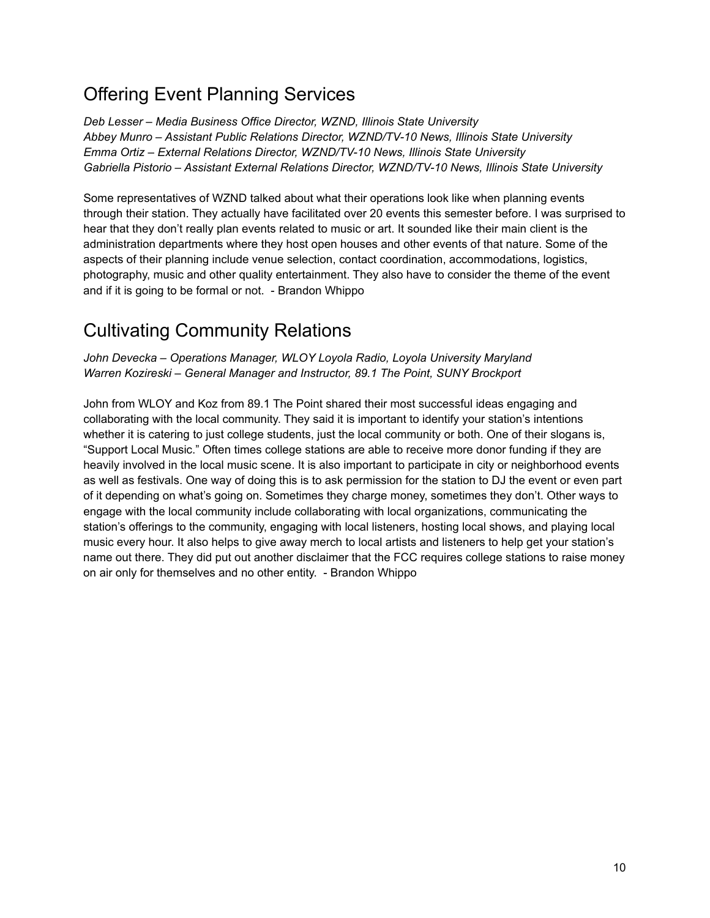## Offering Event Planning Services

*Deb Lesser – Media Business Office Director, WZND, Illinois State University*
*Abbey Munro – Assistant Public Relations Director, WZND/TV-10 News, Illinois State University*
*Emma Ortiz – External Relations Director, WZND/TV-10 News, Illinois State University*
*Gabriella Pistorio – Assistant External Relations Director, WZND/TV-10 News, Illinois State University*

Some representatives of WZND talked about what their operations look like when planning events through their station. They actually have facilitated over 20 events this semester before. I was surprised to hear that they don't really plan events related to music or art. It sounded like their main client is the administration departments where they host open houses and other events of that nature. Some of the aspects of their planning include venue selection, contact coordination, accommodations, logistics, photography, music and other quality entertainment. They also have to consider the theme of the event and if it is going to be formal or not. - Brandon Whippo

## Cultivating Community Relations

*John Devecka – Operations Manager, WLOY Loyola Radio, Loyola University Maryland*
*Warren Kozireski – General Manager and Instructor, 89.1 The Point, SUNY Brockport*

John from WLOY and Koz from 89.1 The Point shared their most successful ideas engaging and collaborating with the local community. They said it is important to identify your station's intentions whether it is catering to just college students, just the local community or both. One of their slogans is, "Support Local Music." Often times college stations are able to receive more donor funding if they are heavily involved in the local music scene. It is also important to participate in city or neighborhood events as well as festivals. One way of doing this is to ask permission for the station to DJ the event or even part of it depending on what's going on. Sometimes they charge money, sometimes they don't. Other ways to engage with the local community include collaborating with local organizations, communicating the station's offerings to the community, engaging with local listeners, hosting local shows, and playing local music every hour. It also helps to give away merch to local artists and listeners to help get your station's name out there. They did put out another disclaimer that the FCC requires college stations to raise money on air only for themselves and no other entity. - Brandon Whippo